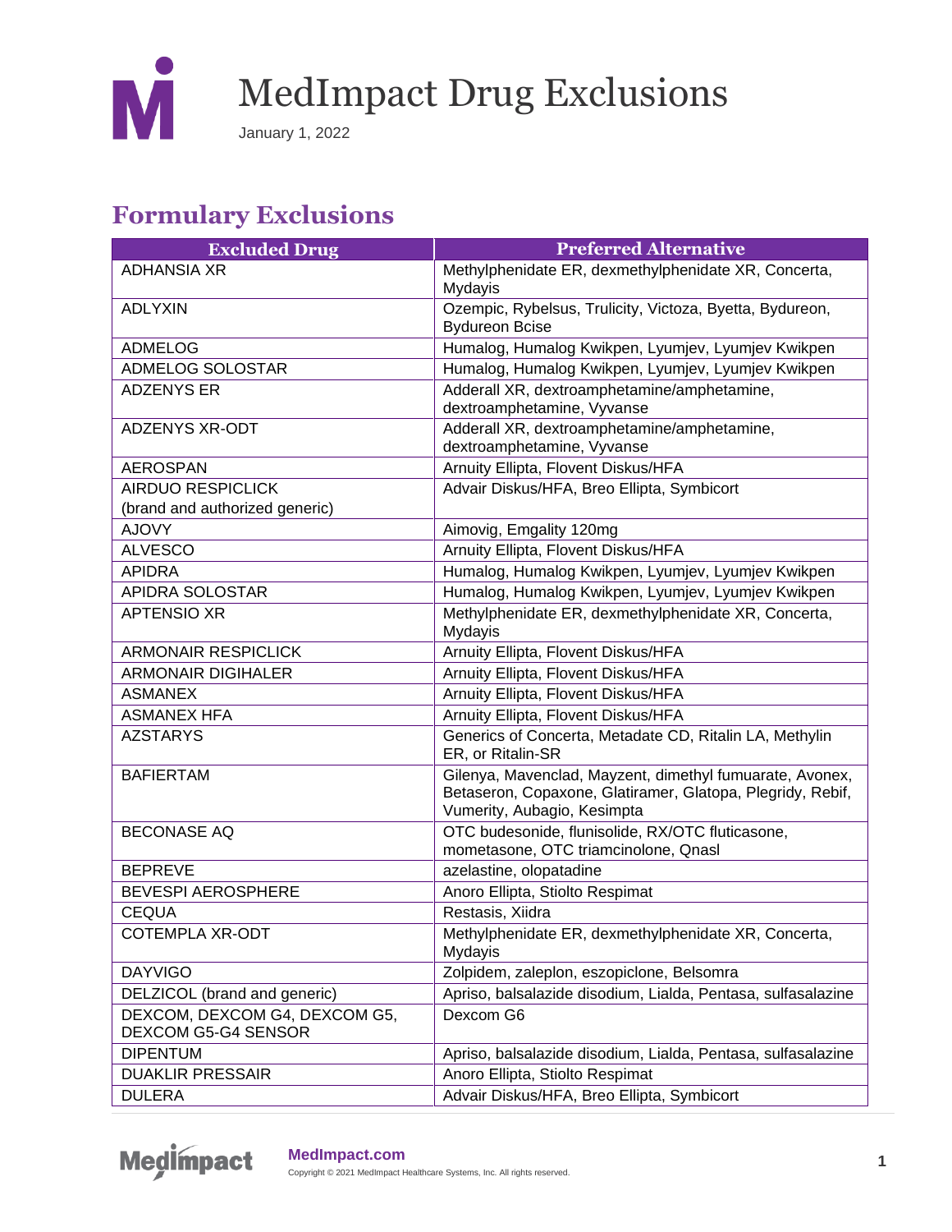# MedImpact Drug Exclusions

January 1, 2022

## Formulary Exclusions

| Excluded Drug | Preferred Alternative |
|---|---|
| ADHANSIA XR | Methylphenidate ER, dexmethylphenidate XR, Concerta, Mydayis |
| ADLYXIN | Ozempic, Rybelsus, Trulicity, Victoza, Byetta, Bydureon, Bydureon Bcise |
| ADMELOG | Humalog, Humalog Kwikpen, Lyumjev, Lyumjev Kwikpen |
| ADMELOG SOLOSTAR | Humalog, Humalog Kwikpen, Lyumjev, Lyumjev Kwikpen |
| ADZENYS ER | Adderall XR, dextroamphetamine/amphetamine, dextroamphetamine, Vyvanse |
| ADZENYS XR-ODT | Adderall XR, dextroamphetamine/amphetamine, dextroamphetamine, Vyvanse |
| AEROSPAN | Arnuity Ellipta, Flovent Diskus/HFA |
| AIRDUO RESPICLICK (brand and authorized generic) | Advair Diskus/HFA, Breo Ellipta, Symbicort |
| AJOVY | Aimovig, Emgality 120mg |
| ALVESCO | Arnuity Ellipta, Flovent Diskus/HFA |
| APIDRA | Humalog, Humalog Kwikpen, Lyumjev, Lyumjev Kwikpen |
| APIDRA SOLOSTAR | Humalog, Humalog Kwikpen, Lyumjev, Lyumjev Kwikpen |
| APTENSIO XR | Methylphenidate ER, dexmethylphenidate XR, Concerta, Mydayis |
| ARMONAIR RESPICLICK | Arnuity Ellipta, Flovent Diskus/HFA |
| ARMONAIR DIGIHALER | Arnuity Ellipta, Flovent Diskus/HFA |
| ASMANEX | Arnuity Ellipta, Flovent Diskus/HFA |
| ASMANEX HFA | Arnuity Ellipta, Flovent Diskus/HFA |
| AZSTARYS | Generics of Concerta, Metadate CD, Ritalin LA, Methylin ER, or Ritalin-SR |
| BAFIERTAM | Gilenya, Mavenclad, Mayzent, dimethyl fumuarate, Avonex, Betaseron, Copaxone, Glatiramer, Glatopa, Plegridy, Rebif, Vumerity, Aubagio, Kesimpta |
| BECONASE AQ | OTC budesonide, flunisolide, RX/OTC fluticasone, mometasone, OTC triamcinolone, Qnasl |
| BEPREVE | azelastine, olopatadine |
| BEVESPI AEROSPHERE | Anoro Ellipta, Stiolto Respimat |
| CEQUA | Restasis, Xiidra |
| COTEMPLA XR-ODT | Methylphenidate ER, dexmethylphenidate XR, Concerta, Mydayis |
| DAYVIGO | Zolpidem, zaleplon, eszopiclone, Belsomra |
| DELZICOL (brand and generic) | Apriso, balsalazide disodium, Lialda, Pentasa, sulfasalazine |
| DEXCOM, DEXCOM G4, DEXCOM G5, DEXCOM G5-G4 SENSOR | Dexcom G6 |
| DIPENTUM | Apriso, balsalazide disodium, Lialda, Pentasa, sulfasalazine |
| DUAKLIR PRESSAIR | Anoro Ellipta, Stiolto Respimat |
| DULERA | Advair Diskus/HFA, Breo Ellipta, Symbicort |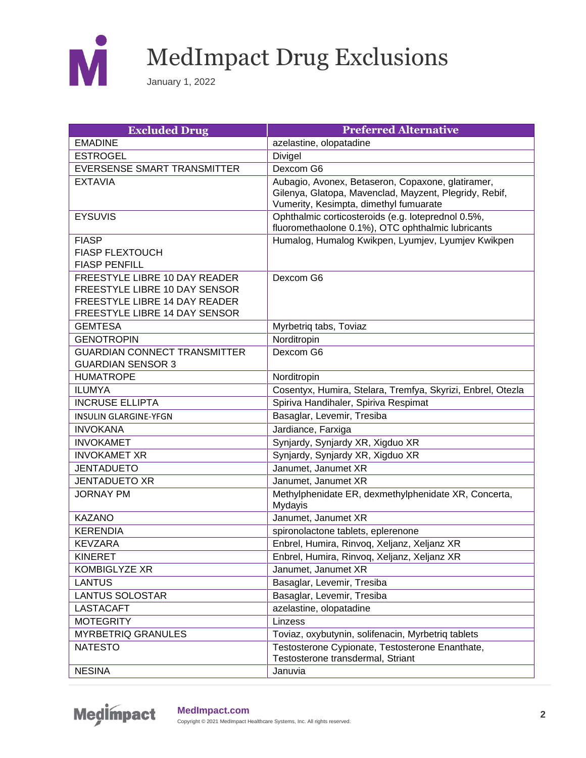# MedImpact Drug Exclusions

January 1, 2022

| Excluded Drug | Preferred Alternative |
|---|---|
| EMADINE | azelastine, olopatadine |
| ESTROGEL | Divigel |
| EVERSENSE SMART TRANSMITTER | Dexcom G6 |
| EXTAVIA | Aubagio, Avonex, Betaseron, Copaxone, glatiramer, Gilenya, Glatopa, Mavenclad, Mayzent, Plegridy, Rebif, Vumerity, Kesimpta, dimethyl fumuarate |
| EYSUVIS | Ophthalmic corticosteroids (e.g. loteprednol 0.5%, fluorometholone 0.1%), OTC ophthalmic lubricants |
| FIASP<br>FIASP FLEXTOUCH<br>FIASP PENFILL | Humalog, Humalog Kwikpen, Lyumjev, Lyumjev Kwikpen |
| FREESTYLE LIBRE 10 DAY READER<br>FREESTYLE LIBRE 10 DAY SENSOR<br>FREESTYLE LIBRE 14 DAY READER<br>FREESTYLE LIBRE 14 DAY SENSOR | Dexcom G6 |
| GEMTESA | Myrbetriq tabs, Toviaz |
| GENOTROPIN | Norditropin |
| GUARDIAN CONNECT TRANSMITTER<br>GUARDIAN SENSOR 3 | Dexcom G6 |
| HUMATROPE | Norditropin |
| ILUMYA | Cosentyx, Humira, Stelara, Tremfya, Skyrizi, Enbrel, Otezla |
| INCRUSE ELLIPTA | Spiriva Handihaler, Spiriva Respimat |
| INSULIN GLARGINE-YFGN | Basaglar, Levemir, Tresiba |
| INVOKANA | Jardiance, Farxiga |
| INVOKAMET | Synjardy, Synjardy XR, Xigduo XR |
| INVOKAMET XR | Synjardy, Synjardy XR, Xigduo XR |
| JENTADUETO | Janumet, Janumet XR |
| JENTADUETO XR | Janumet, Janumet XR |
| JORNAY PM | Methylphenidate ER, dexmethylphenidate XR, Concerta, Mydayis |
| KAZANO | Janumet, Janumet XR |
| KERENDIA | spironolactone tablets, eplerenone |
| KEVZARA | Enbrel, Humira, Rinvoq, Xeljanz, Xeljanz XR |
| KINERET | Enbrel, Humira, Rinvoq, Xeljanz, Xeljanz XR |
| KOMBIGLYZE XR | Janumet, Janumet XR |
| LANTUS | Basaglar, Levemir, Tresiba |
| LANTUS SOLOSTAR | Basaglar, Levemir, Tresiba |
| LASTACAFT | azelastine, olopatadine |
| MOTEGRITY | Linzess |
| MYRBETRIQ GRANULES | Toviaz, oxybutynin, solifenacin, Myrbetriq tablets |
| NATESTO | Testosterone Cypionate, Testosterone Enanthate, Testosterone transdermal, Striant |
| NESINA | Januvia |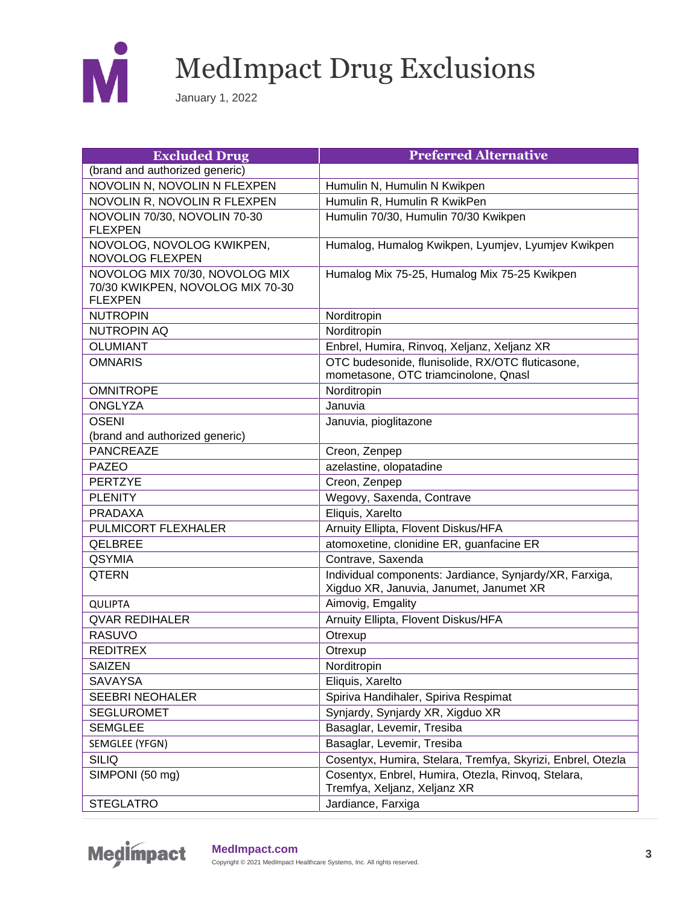# MedImpact Drug Exclusions

January 1, 2022

| Excluded Drug | Preferred Alternative |
|---|---|
| (brand and authorized generic) | |
| NOVOLIN N, NOVOLIN N FLEXPEN | Humulin N, Humulin N Kwikpen |
| NOVOLIN R, NOVOLIN R FLEXPEN | Humulin R, Humulin R KwikPen |
| NOVOLIN 70/30, NOVOLIN 70-30 FLEXPEN | Humulin 70/30, Humulin 70/30 Kwikpen |
| NOVOLOG, NOVOLOG KWIKPEN, NOVOLOG FLEXPEN | Humalog, Humalog Kwikpen, Lyumjev, Lyumjev Kwikpen |
| NOVOLOG MIX 70/30, NOVOLOG MIX 70/30 KWIKPEN, NOVOLOG MIX 70-30 FLEXPEN | Humalog Mix 75-25, Humalog Mix 75-25 Kwikpen |
| NUTROPIN | Norditropin |
| NUTROPIN AQ | Norditropin |
| OLUMIANT | Enbrel, Humira, Rinvoq, Xeljanz, Xeljanz XR |
| OMNARIS | OTC budesonide, flunisolide, RX/OTC fluticasone, mometasone, OTC triamcinolone, Qnasl |
| OMNITROPE | Norditropin |
| ONGLYZA | Januvia |
| OSENI (brand and authorized generic) | Januvia, pioglitazone |
| PANCREAZE | Creon, Zenpep |
| PAZEO | azelastine, olopatadine |
| PERTZYE | Creon, Zenpep |
| PLENITY | Wegovy, Saxenda, Contrave |
| PRADAXA | Eliquis, Xarelto |
| PULMICORT FLEXHALER | Arnuity Ellipta, Flovent Diskus/HFA |
| QELBREE | atomoxetine, clonidine ER, guanfacine ER |
| QSYMIA | Contrave, Saxenda |
| QTERN | Individual components: Jardiance, Synjardy/XR, Farxiga, Xigduo XR, Januvia, Janumet, Janumet XR |
| QULIPTA | Aimovig, Emgality |
| QVAR REDIHALER | Arnuity Ellipta, Flovent Diskus/HFA |
| RASUVO | Otrexup |
| REDITREX | Otrexup |
| SAIZEN | Norditropin |
| SAVAYSA | Eliquis, Xarelto |
| SEEBRI NEOHALER | Spiriva Handihaler, Spiriva Respimat |
| SEGLUROMET | Synjardy, Synjardy XR, Xigduo XR |
| SEMGLEE | Basaglar, Levemir, Tresiba |
| SEMGLEE (YFGN) | Basaglar, Levemir, Tresiba |
| SILIQ | Cosentyx, Humira, Stelara, Tremfya, Skyrizi, Enbrel, Otezla |
| SIMPONI (50 mg) | Cosentyx, Enbrel, Humira, Otezla, Rinvoq, Stelara, Tremfya, Xeljanz, Xeljanz XR |
| STEGLATRO | Jardiance, Farxiga |

MedImpact.com
Copyright © 2021 MedImpact Healthcare Systems, Inc. All rights reserved.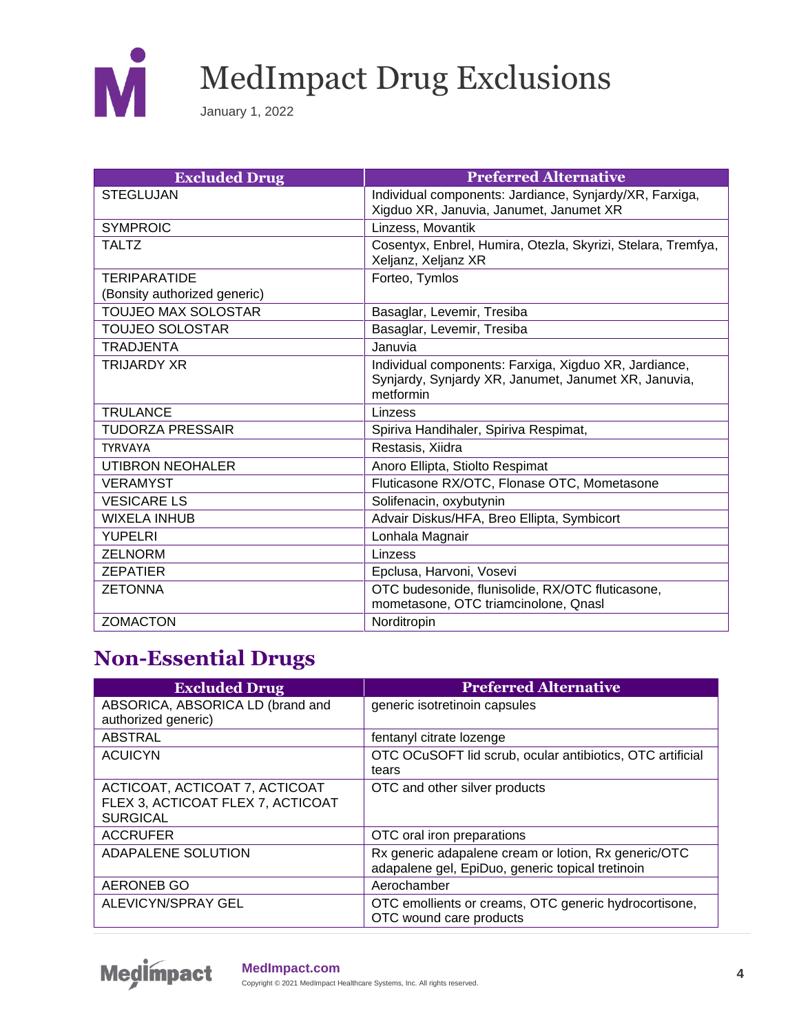| Excluded Drug | Preferred Alternative |
| --- | --- |
| STEGLUJAN | Individual components: Jardiance, Synjardy/XR, Farxiga, Xigduo XR, Januvia, Janumet, Janumet XR |
| SYMPROIC | Linzess, Movantik |
| TALTZ | Cosentyx, Enbrel, Humira, Otezla, Skyrizi, Stelara, Tremfya, Xeljanz, Xeljanz XR |
| TERIPARATIDE (Bonsity authorized generic) | Forteo, Tymlos |
| TOUJEO MAX SOLOSTAR | Basaglar, Levemir, Tresiba |
| TOUJEO SOLOSTAR | Basaglar, Levemir, Tresiba |
| TRADJENTA | Januvia |
| TRIJARDY XR | Individual components: Farxiga, Xigduo XR, Jardiance, Synjardy, Synjardy XR, Janumet, Janumet XR, Januvia, metformin |
| TRULANCE | Linzess |
| TUDORZA PRESSAIR | Spiriva Handihaler, Spiriva Respimat, |
| TYRVAYA | Restasis, Xiidra |
| UTIBRON NEOHALER | Anoro Ellipta, Stiolto Respimat |
| VERAMYST | Fluticasone RX/OTC, Flonase OTC, Mometasone |
| VESICARE LS | Solifenacin, oxybutynin |
| WIXELA INHUB | Advair Diskus/HFA, Breo Ellipta, Symbicort |
| YUPELRI | Lonhala Magnair |
| ZELNORM | Linzess |
| ZEPATIER | Epclusa, Harvoni, Vosevi |
| ZETONNA | OTC budesonide, flunisolide, RX/OTC fluticasone, mometasone, OTC triamcinolone, Qnasl |
| ZOMACTON | Norditropin |

## Non-Essential Drugs

| Excluded Drug | Preferred Alternative |
| --- | --- |
| ABSORICA, ABSORICA LD (brand and authorized generic) | generic isotretinoin capsules |
| ABSTRAL | fentanyl citrate lozenge |
| ACUICYN | OTC OCuSOFT lid scrub, ocular antibiotics, OTC artificial tears |
| ACTICOAT, ACTICOAT 7, ACTICOAT FLEX 3, ACTICOAT FLEX 7, ACTICOAT SURGICAL | OTC and other silver products |
| ACCRUFER | OTC oral iron preparations |
| ADAPALENE SOLUTION | Rx generic adapalene cream or lotion, Rx generic/OTC adapalene gel, EpiDuo, generic topical tretinoin |
| AERONEB GO | Aerochamber |
| ALEVICYN/SPRAY GEL | OTC emollients or creams, OTC generic hydrocortisone, OTC wound care products |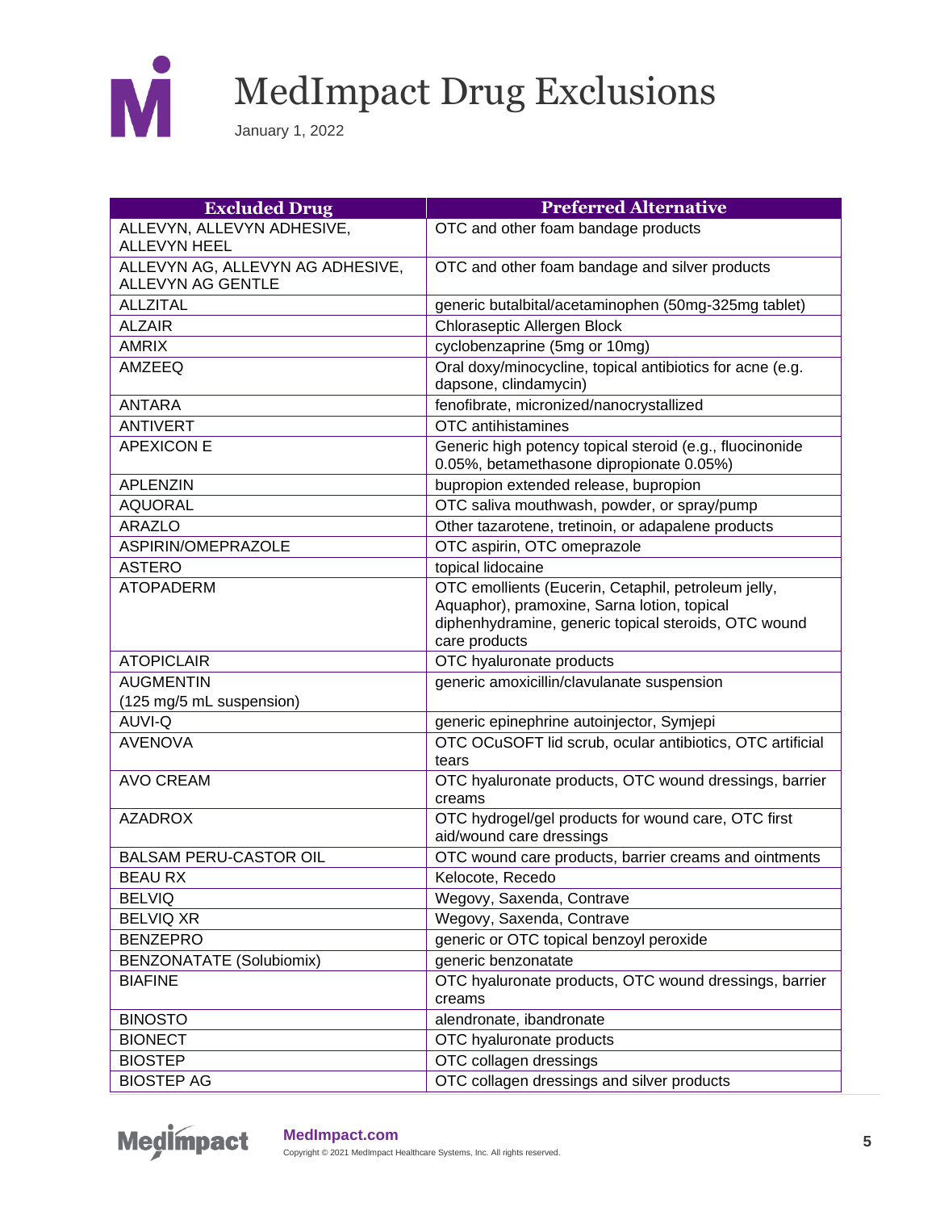# MedImpact Drug Exclusions

January 1, 2022

| Excluded Drug | Preferred Alternative |
|---|---|
| ALLEVYN, ALLEVYN ADHESIVE, ALLEVYN HEEL | OTC and other foam bandage products |
| ALLEVYN AG, ALLEVYN AG ADHESIVE, ALLEVYN AG GENTLE | OTC and other foam bandage and silver products |
| ALLZITAL | generic butalbital/acetaminophen (50mg-325mg tablet) |
| ALZAIR | Chloraseptic Allergen Block |
| AMRIX | cyclobenzaprine (5mg or 10mg) |
| AMZEEQ | Oral doxy/minocycline, topical antibiotics for acne (e.g. dapsone, clindamycin) |
| ANTARA | fenofibrate, micronized/nanocrystallized |
| ANTIVERT | OTC antihistamines |
| APEXICON E | Generic high potency topical steroid (e.g., fluocinonide 0.05%, betamethasone dipropionate 0.05%) |
| APLENZIN | bupropion extended release, bupropion |
| AQUORAL | OTC saliva mouthwash, powder, or spray/pump |
| ARAZLO | Other tazarotene, tretinoin, or adapalene products |
| ASPIRIN/OMEPRAZOLE | OTC aspirin, OTC omeprazole |
| ASTERO | topical lidocaine |
| ATOPADERM | OTC emollients (Eucerin, Cetaphil, petroleum jelly, Aquaphor), pramoxine, Sarna lotion, topical diphenhydramine, generic topical steroids, OTC wound care products |
| ATOPICLAIR | OTC hyaluronate products |
| AUGMENTIN (125 mg/5 mL suspension) | generic amoxicillin/clavulanate suspension |
| AUVI-Q | generic epinephrine autoinjector, Symjepi |
| AVENOVA | OTC OCuSOFT lid scrub, ocular antibiotics, OTC artificial tears |
| AVO CREAM | OTC hyaluronate products, OTC wound dressings, barrier creams |
| AZADROX | OTC hydrogel/gel products for wound care, OTC first aid/wound care dressings |
| BALSAM PERU-CASTOR OIL | OTC wound care products, barrier creams and ointments |
| BEAU RX | Kelocote, Recedo |
| BELVIQ | Wegovy, Saxenda, Contrave |
| BELVIQ XR | Wegovy, Saxenda, Contrave |
| BENZEPRO | generic or OTC topical benzoyl peroxide |
| BENZONATATE (Solubiomix) | generic benzonatate |
| BIAFINE | OTC hyaluronate products, OTC wound dressings, barrier creams |
| BINOSTO | alendronate, ibandronate |
| BIONECT | OTC hyaluronate products |
| BIOSTEP | OTC collagen dressings |
| BIOSTEP AG | OTC collagen dressings and silver products |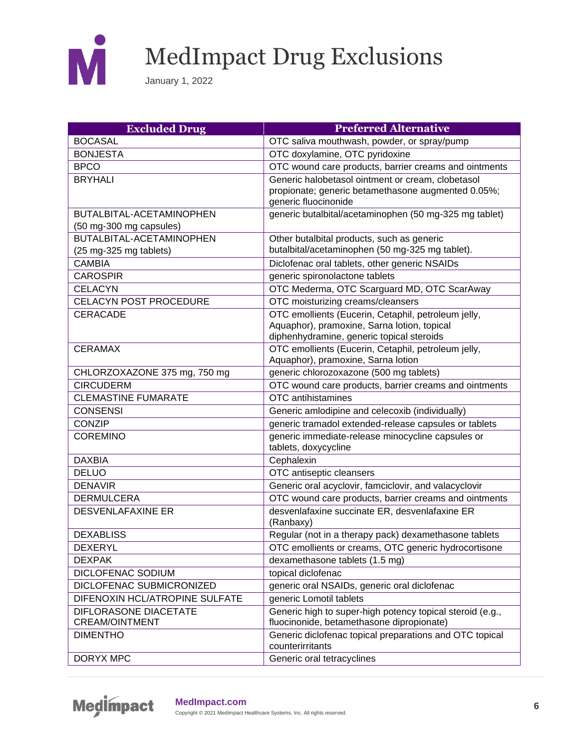# MedImpact Drug Exclusions

January 1, 2022

| Excluded Drug | Preferred Alternative |
|---|---|
| BOCASAL | OTC saliva mouthwash, powder, or spray/pump |
| BONJESTA | OTC doxylamine, OTC pyridoxine |
| BPCO | OTC wound care products, barrier creams and ointments |
| BRYHALI | Generic halobetasol ointment or cream, clobetasol propionate; generic betamethasone augmented 0.05%; generic fluocinonide |
| BUTALBITAL-ACETAMINOPHEN (50 mg-300 mg capsules) | generic butalbital/acetaminophen (50 mg-325 mg tablet) |
| BUTALBITAL-ACETAMINOPHEN (25 mg-325 mg tablets) | Other butalbital products, such as generic butalbital/acetaminophen (50 mg-325 mg tablet). |
| CAMBIA | Diclofenac oral tablets, other generic NSAIDs |
| CAROSPIR | generic spironolactone tablets |
| CELACYN | OTC Mederma, OTC Scarguard MD, OTC ScarAway |
| CELACYN POST PROCEDURE | OTC moisturizing creams/cleansers |
| CERACADE | OTC emollients (Eucerin, Cetaphil, petroleum jelly, Aquaphor), pramoxine, Sarna lotion, topical diphenhydramine, generic topical steroids |
| CERAMAX | OTC emollients (Eucerin, Cetaphil, petroleum jelly, Aquaphor), pramoxine, Sarna lotion |
| CHLORZOXAZONE 375 mg, 750 mg | generic chlorozoxazone (500 mg tablets) |
| CIRCUDERM | OTC wound care products, barrier creams and ointments |
| CLEMASTINE FUMARATE | OTC antihistamines |
| CONSENSI | Generic amlodipine and celecoxib (individually) |
| CONZIP | generic tramadol extended-release capsules or tablets |
| COREMINO | generic immediate-release minocycline capsules or tablets, doxycycline |
| DAXBIA | Cephalexin |
| DELUO | OTC antiseptic cleansers |
| DENAVIR | Generic oral acyclovir, famciclovir, and valacyclovir |
| DERMULCERA | OTC wound care products, barrier creams and ointments |
| DESVENLAFAXINE ER | desvenlafaxine succinate ER, desvenlafaxine ER (Ranbaxy) |
| DEXABLISS | Regular (not in a therapy pack) dexamethasone tablets |
| DEXERYL | OTC emollients or creams, OTC generic hydrocortisone |
| DEXPAK | dexamethasone tablets (1.5 mg) |
| DICLOFENAC SODIUM | topical diclofenac |
| DICLOFENAC SUBMICRONIZED | generic oral NSAIDs, generic oral diclofenac |
| DIFENOXIN HCL/ATROPINE SULFATE | generic Lomotil tablets |
| DIFLORASONE DIACETATE CREAM/OINTMENT | Generic high to super-high potency topical steroid (e.g., fluocinonide, betamethasone dipropionate) |
| DIMENTHO | Generic diclofenac topical preparations and OTC topical counterirritants |
| DORYX MPC | Generic oral tetracyclines |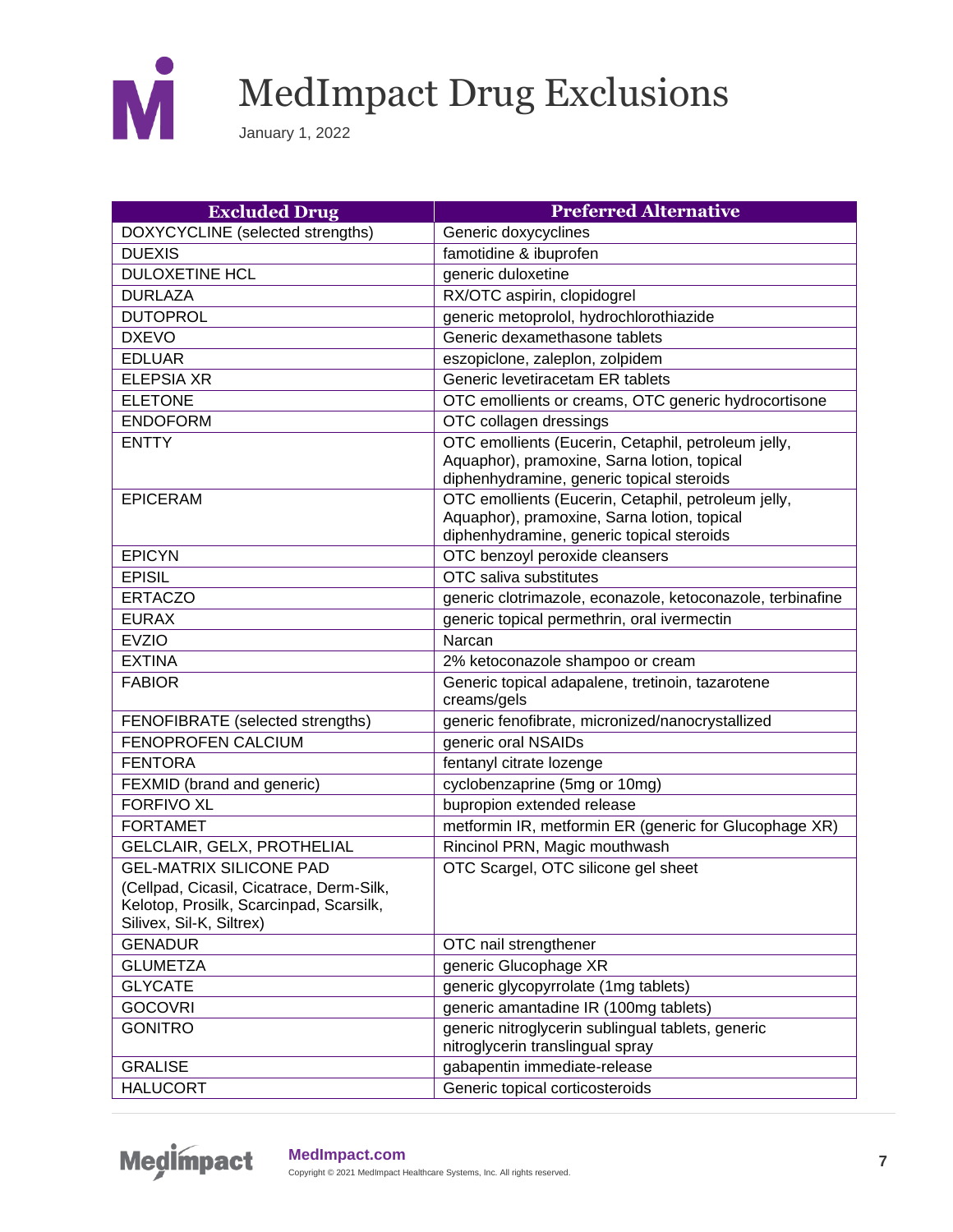# MedImpact Drug Exclusions

January 1, 2022

| Excluded Drug | Preferred Alternative |
|---|---|
| DOXYCYCLINE (selected strengths) | Generic doxycyclines |
| DUEXIS | famotidine & ibuprofen |
| DULOXETINE HCL | generic duloxetine |
| DURLAZA | RX/OTC aspirin, clopidogrel |
| DUTOPROL | generic metoprolol, hydrochlorothiazide |
| DXEVO | Generic dexamethasone tablets |
| EDLUAR | eszopiclone, zaleplon, zolpidem |
| ELEPSIA XR | Generic levetiracetam ER tablets |
| ELETONE | OTC emollients or creams, OTC generic hydrocortisone |
| ENDOFORM | OTC collagen dressings |
| ENTTY | OTC emollients (Eucerin, Cetaphil, petroleum jelly, Aquaphor), pramoxine, Sarna lotion, topical diphenhydramine, generic topical steroids |
| EPICERAM | OTC emollients (Eucerin, Cetaphil, petroleum jelly, Aquaphor), pramoxine, Sarna lotion, topical diphenhydramine, generic topical steroids |
| EPICYN | OTC benzoyl peroxide cleansers |
| EPISIL | OTC saliva substitutes |
| ERTACZO | generic clotrimazole, econazole, ketoconazole, terbinafine |
| EURAX | generic topical permethrin, oral ivermectin |
| EVZIO | Narcan |
| EXTINA | 2% ketoconazole shampoo or cream |
| FABIOR | Generic topical adapalene, tretinoin, tazarotene creams/gels |
| FENOFIBRATE (selected strengths) | generic fenofibrate, micronized/nanocrystallized |
| FENOPROFEN CALCIUM | generic oral NSAIDs |
| FENTORA | fentanyl citrate lozenge |
| FEXMID (brand and generic) | cyclobenzaprine (5mg or 10mg) |
| FORFIVO XL | bupropion extended release |
| FORTAMET | metformin IR, metformin ER (generic for Glucophage XR) |
| GELCLAIR, GELX, PROTHELIAL | Rincinol PRN, Magic mouthwash |
| GEL-MATRIX SILICONE PAD (Cellpad, Cicasil, Cicatrace, Derm-Silk, Kelotop, Prosilk, Scarcinpad, Scarsilk, Silivex, Sil-K, Siltrex) | OTC Scargel, OTC silicone gel sheet |
| GENADUR | OTC nail strengthener |
| GLUMETZA | generic Glucophage XR |
| GLYCATE | generic glycopyrrolate (1mg tablets) |
| GOCOVRI | generic amantadine IR (100mg tablets) |
| GONITRO | generic nitroglycerin sublingual tablets, generic nitroglycerin translingual spray |
| GRALISE | gabapentin immediate-release |
| HALUCORT | Generic topical corticosteroids |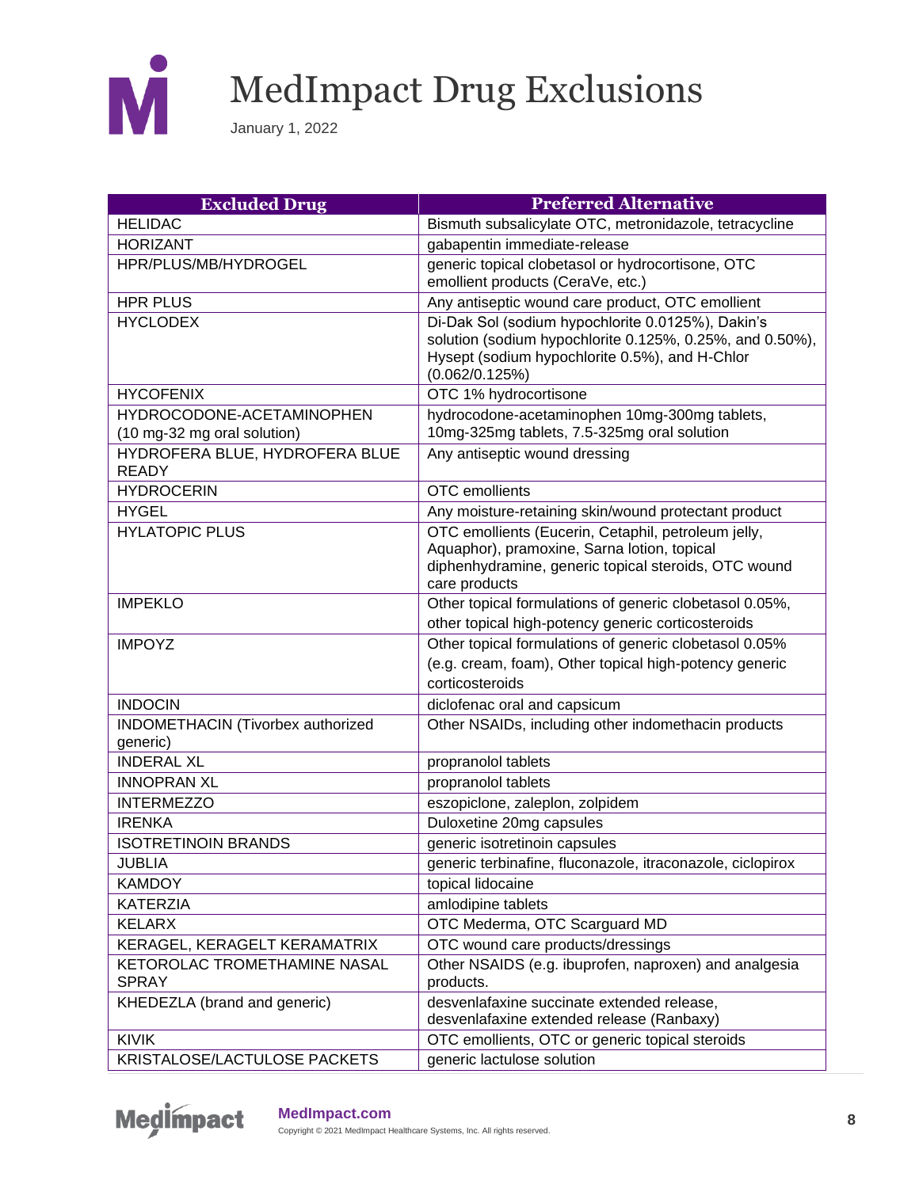# MedImpact Drug Exclusions

January 1, 2022

| Excluded Drug | Preferred Alternative |
|---|---|
| HELIDAC | Bismuth subsalicylate OTC, metronidazole, tetracycline |
| HORIZANT | gabapentin immediate-release |
| HPR/PLUS/MB/HYDROGEL | generic topical clobetasol or hydrocortisone, OTC emollient products (CeraVe, etc.) |
| HPR PLUS | Any antiseptic wound care product, OTC emollient |
| HYCLODEX | Di-Dak Sol (sodium hypochlorite 0.0125%), Dakin's solution (sodium hypochlorite 0.125%, 0.25%, and 0.50%), Hysept (sodium hypochlorite 0.5%), and H-Chlor (0.062/0.125%) |
| HYCOFENIX | OTC 1% hydrocortisone |
| HYDROCODONE-ACETAMINOPHEN (10 mg-32 mg oral solution) | hydrocodone-acetaminophen 10mg-300mg tablets, 10mg-325mg tablets, 7.5-325mg oral solution |
| HYDROFERA BLUE, HYDROFERA BLUE READY | Any antiseptic wound dressing |
| HYDROCERIN | OTC emollients |
| HYGEL | Any moisture-retaining skin/wound protectant product |
| HYLATOPIC PLUS | OTC emollients (Eucerin, Cetaphil, petroleum jelly, Aquaphor), pramoxine, Sarna lotion, topical diphenhydramine, generic topical steroids, OTC wound care products |
| IMPEKLO | Other topical formulations of generic clobetasol 0.05%, other topical high-potency generic corticosteroids |
| IMPOYZ | Other topical formulations of generic clobetasol 0.05% (e.g. cream, foam), Other topical high-potency generic corticosteroids |
| INDOCIN | diclofenac oral and capsicum |
| INDOMETHACIN (Tivorbex authorized generic) | Other NSAIDs, including other indomethacin products |
| INDERAL XL | propranolol tablets |
| INNOPRAN XL | propranolol tablets |
| INTERMEZZO | eszopiclone, zaleplon, zolpidem |
| IRENKA | Duloxetine 20mg capsules |
| ISOTRETINOIN BRANDS | generic isotretinoin capsules |
| JUBLIA | generic terbinafine, fluconazole, itraconazole, ciclopirox |
| KAMDOY | topical lidocaine |
| KATERZIA | amlodipine tablets |
| KELARX | OTC Mederma, OTC Scarguard MD |
| KERAGEL, KERAGELT KERAMATRIX | OTC wound care products/dressings |
| KETOROLAC TROMETHAMINE NASAL SPRAY | Other NSAIDS (e.g. ibuprofen, naproxen) and analgesia products. |
| KHEDEZLA (brand and generic) | desvenlafaxine succinate extended release, desvenlafaxine extended release (Ranbaxy) |
| KIVIK | OTC emollients, OTC or generic topical steroids |
| KRISTALOSE/LACTULOSE PACKETS | generic lactulose solution |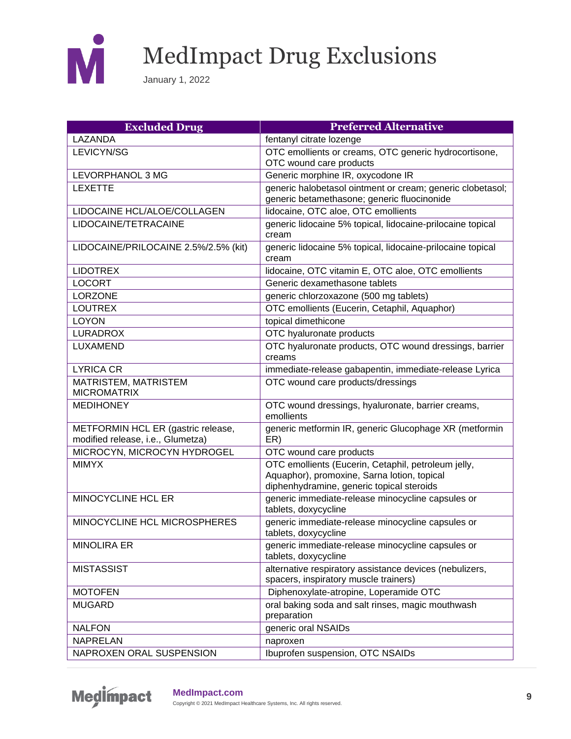# MedImpact Drug Exclusions

January 1, 2022

| Excluded Drug | Preferred Alternative |
|---|---|
| LAZANDA | fentanyl citrate lozenge |
| LEVICYN/SG | OTC emollients or creams, OTC generic hydrocortisone, OTC wound care products |
| LEVORPHANOL 3 MG | Generic morphine IR, oxycodone IR |
| LEXETTE | generic halobetasol ointment or cream; generic clobetasol; generic betamethasone; generic fluocinonide |
| LIDOCAINE HCL/ALOE/COLLAGEN | lidocaine, OTC aloe, OTC emollients |
| LIDOCAINE/TETRACAINE | generic lidocaine 5% topical, lidocaine-prilocaine topical cream |
| LIDOCAINE/PRILOCAINE 2.5%/2.5% (kit) | generic lidocaine 5% topical, lidocaine-prilocaine topical cream |
| LIDOTREX | lidocaine, OTC vitamin E, OTC aloe, OTC emollients |
| LOCORT | Generic dexamethasone tablets |
| LORZONE | generic chlorzoxazone (500 mg tablets) |
| LOUTREX | OTC emollients (Eucerin, Cetaphil, Aquaphor) |
| LOYON | topical dimethicone |
| LURADROX | OTC hyaluronate products |
| LUXAMEND | OTC hyaluronate products, OTC wound dressings, barrier creams |
| LYRICA CR | immediate-release gabapentin, immediate-release Lyrica |
| MATRISTEM, MATRISTEM MICROMATRIX | OTC wound care products/dressings |
| MEDIHONEY | OTC wound dressings, hyaluronate, barrier creams, emollients |
| METFORMIN HCL ER (gastric release, modified release, i.e., Glumetza) | generic metformin IR, generic Glucophage XR (metformin ER) |
| MICROCYN, MICROCYN HYDROGEL | OTC wound care products |
| MIMYX | OTC emollients (Eucerin, Cetaphil, petroleum jelly, Aquaphor), promoxine, Sarna lotion, topical diphenhydramine, generic topical steroids |
| MINOCYCLINE HCL ER | generic immediate-release minocycline capsules or tablets, doxycycline |
| MINOCYCLINE HCL MICROSPHERES | generic immediate-release minocycline capsules or tablets, doxycycline |
| MINOLIRA ER | generic immediate-release minocycline capsules or tablets, doxycycline |
| MISTASSIST | alternative respiratory assistance devices (nebulizers, spacers, inspiratory muscle trainers) |
| MOTOFEN | Diphenoxylate-atropine, Loperamide OTC |
| MUGARD | oral baking soda and salt rinses, magic mouthwash preparation |
| NALFON | generic oral NSAIDs |
| NAPRELAN | naproxen |
| NAPROXEN ORAL SUSPENSION | Ibuprofen suspension, OTC NSAIDs |

MedImpact.com

Copyright © 2021 MedImpact Healthcare Systems, Inc. All rights reserved.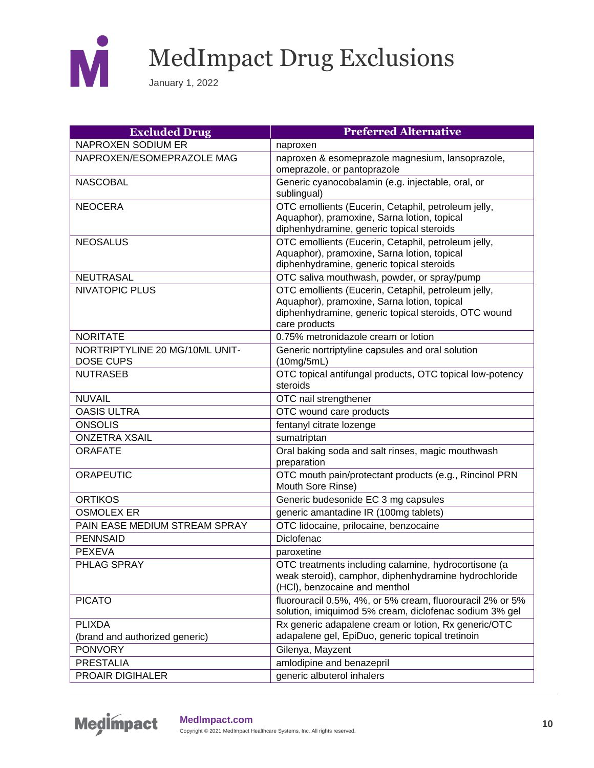# MedImpact Drug Exclusions

January 1, 2022

| Excluded Drug | Preferred Alternative |
|---|---|
| NAPROXEN SODIUM ER | naproxen |
| NAPROXEN/ESOMEPRAZOLE MAG | naproxen & esomeprazole magnesium, lansoprazole, omeprazole, or pantoprazole |
| NASCOBAL | Generic cyanocobalamin (e.g. injectable, oral, or sublingual) |
| NEOCERA | OTC emollients (Eucerin, Cetaphil, petroleum jelly, Aquaphor), pramoxine, Sarna lotion, topical diphenhydramine, generic topical steroids |
| NEOSALUS | OTC emollients (Eucerin, Cetaphil, petroleum jelly, Aquaphor), pramoxine, Sarna lotion, topical diphenhydramine, generic topical steroids |
| NEUTRASAL | OTC saliva mouthwash, powder, or spray/pump |
| NIVATOPIC PLUS | OTC emollients (Eucerin, Cetaphil, petroleum jelly, Aquaphor), pramoxine, Sarna lotion, topical diphenhydramine, generic topical steroids, OTC wound care products |
| NORITATE | 0.75% metronidazole cream or lotion |
| NORTRIPTYLINE 20 MG/10ML UNIT-DOSE CUPS | Generic nortriptyline capsules and oral solution (10mg/5mL) |
| NUTRASEB | OTC topical antifungal products, OTC topical low-potency steroids |
| NUVAIL | OTC nail strengthener |
| OASIS ULTRA | OTC wound care products |
| ONSOLIS | fentanyl citrate lozenge |
| ONZETRA XSAIL | sumatriptan |
| ORAFATE | Oral baking soda and salt rinses, magic mouthwash preparation |
| ORAPEUTIC | OTC mouth pain/protectant products (e.g., Rincinol PRN Mouth Sore Rinse) |
| ORTIKOS | Generic budesonide EC 3 mg capsules |
| OSMOLEX ER | generic amantadine IR (100mg tablets) |
| PAIN EASE MEDIUM STREAM SPRAY | OTC lidocaine, prilocaine, benzocaine |
| PENNSAID | Diclofenac |
| PEXEVA | paroxetine |
| PHLAG SPRAY | OTC treatments including calamine, hydrocortisone (a weak steroid), camphor, diphenhydramine hydrochloride (HCl), benzocaine and menthol |
| PICATO | fluorouracil 0.5%, 4%, or 5% cream, fluorouracil 2% or 5% solution, imiquimod 5% cream, diclofenac sodium 3% gel |
| PLIXDA (brand and authorized generic) | Rx generic adapalene cream or lotion, Rx generic/OTC adapalene gel, EpiDuo, generic topical tretinoin |
| PONVORY | Gilenya, Mayzent |
| PRESTALIA | amlodipine and benazepril |
| PROAIR DIGIHALER | generic albuterol inhalers |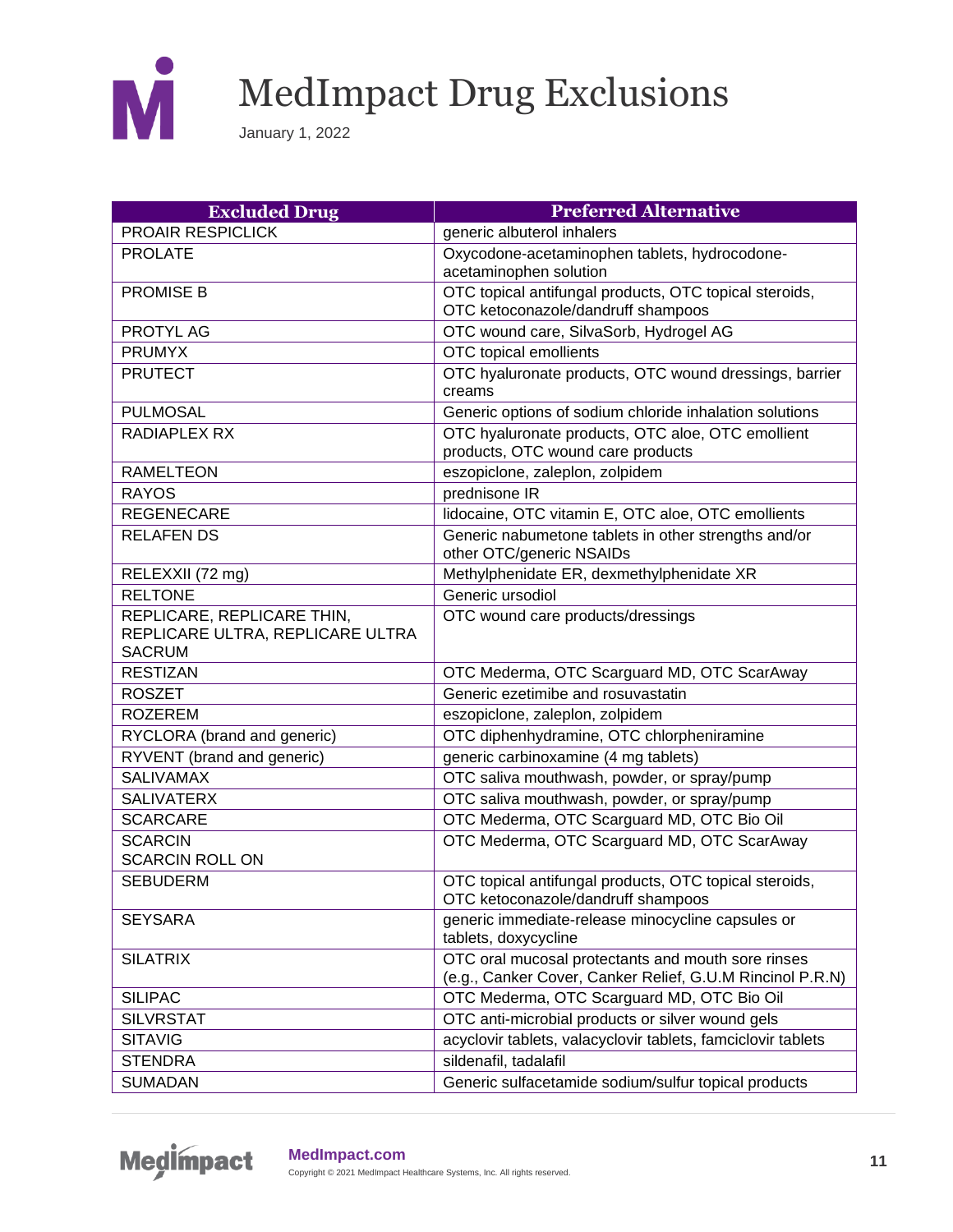# MedImpact Drug Exclusions

January 1, 2022

| Excluded Drug | Preferred Alternative |
|---|---|
| PROAIR RESPICLICK | generic albuterol inhalers |
| PROLATE | Oxycodone-acetaminophen tablets, hydrocodone-acetaminophen solution |
| PROMISE B | OTC topical antifungal products, OTC topical steroids, OTC ketoconazole/dandruff shampoos |
| PROTYL AG | OTC wound care, SilvaSorb, Hydrogel AG |
| PRUMYX | OTC topical emollients |
| PRUTECT | OTC hyaluronate products, OTC wound dressings, barrier creams |
| PULMOSAL | Generic options of sodium chloride inhalation solutions |
| RADIAPLEX RX | OTC hyaluronate products, OTC aloe, OTC emollient products, OTC wound care products |
| RAMELTEON | eszopiclone, zaleplon, zolpidem |
| RAYOS | prednisone IR |
| REGENECARE | lidocaine, OTC vitamin E, OTC aloe, OTC emollients |
| RELAFEN DS | Generic nabumetone tablets in other strengths and/or other OTC/generic NSAIDs |
| RELEXXII (72 mg) | Methylphenidate ER, dexmethylphenidate XR |
| RELTONE | Generic ursodiol |
| REPLICARE, REPLICARE THIN, REPLICARE ULTRA, REPLICARE ULTRA SACRUM | OTC wound care products/dressings |
| RESTIZAN | OTC Mederma, OTC Scarguard MD, OTC ScarAway |
| ROSZET | Generic ezetimibe and rosuvastatin |
| ROZEREM | eszopiclone, zaleplon, zolpidem |
| RYCLORA (brand and generic) | OTC diphenhydramine, OTC chlorpheniramine |
| RYVENT (brand and generic) | generic carbinoxamine (4 mg tablets) |
| SALIVAMAX | OTC saliva mouthwash, powder, or spray/pump |
| SALIVATERX | OTC saliva mouthwash, powder, or spray/pump |
| SCARCARE | OTC Mederma, OTC Scarguard MD, OTC Bio Oil |
| SCARCIN<br>SCARCIN ROLL ON | OTC Mederma, OTC Scarguard MD, OTC ScarAway |
| SEBUDERM | OTC topical antifungal products, OTC topical steroids, OTC ketoconazole/dandruff shampoos |
| SEYSARA | generic immediate-release minocycline capsules or tablets, doxycycline |
| SILATRIX | OTC oral mucosal protectants and mouth sore rinses (e.g., Canker Cover, Canker Relief, G.U.M Rincinol P.R.N) |
| SILIPAC | OTC Mederma, OTC Scarguard MD, OTC Bio Oil |
| SILVRSTAT | OTC anti-microbial products or silver wound gels |
| SITAVIG | acyclovir tablets, valacyclovir tablets, famciclovir tablets |
| STENDRA | sildenafil, tadalafil |
| SUMADAN | Generic sulfacetamide sodium/sulfur topical products |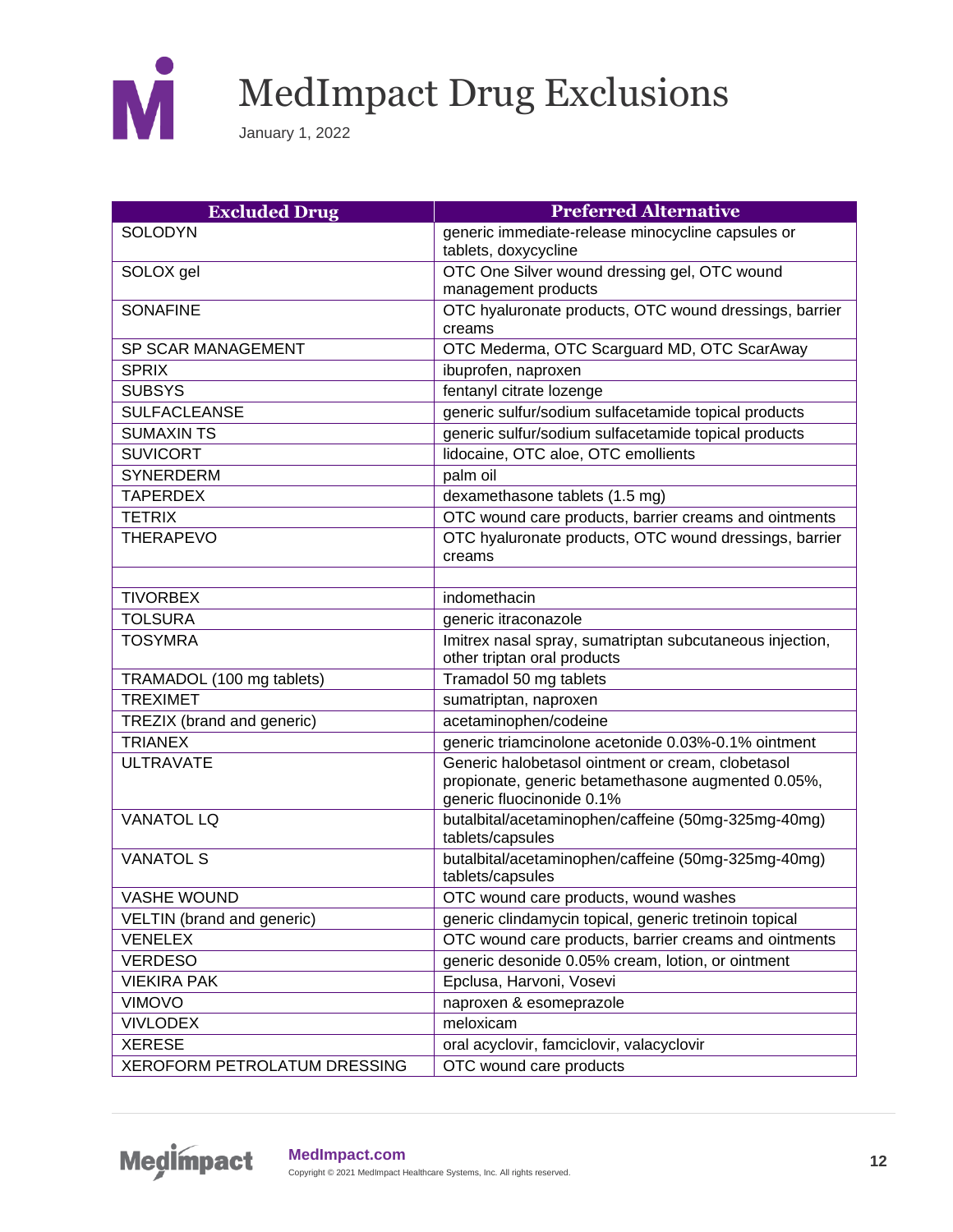# MedImpact Drug Exclusions

January 1, 2022

| Excluded Drug | Preferred Alternative |
|---|---|
| SOLODYN | generic immediate-release minocycline capsules or tablets, doxycycline |
| SOLOX gel | OTC One Silver wound dressing gel, OTC wound management products |
| SONAFINE | OTC hyaluronate products, OTC wound dressings, barrier creams |
| SP SCAR MANAGEMENT | OTC Mederma, OTC Scarguard MD, OTC ScarAway |
| SPRIX | ibuprofen, naproxen |
| SUBSYS | fentanyl citrate lozenge |
| SULFACLEANSE | generic sulfur/sodium sulfacetamide topical products |
| SUMAXIN TS | generic sulfur/sodium sulfacetamide topical products |
| SUVICORT | lidocaine, OTC aloe, OTC emollients |
| SYNERDERM | palm oil |
| TAPERDEX | dexamethasone tablets (1.5 mg) |
| TETRIX | OTC wound care products, barrier creams and ointments |
| THERAPEVO | OTC hyaluronate products, OTC wound dressings, barrier creams |
| | |
| TIVORBEX | indomethacin |
| TOLSURA | generic itraconazole |
| TOSYMRA | Imitrex nasal spray, sumatriptan subcutaneous injection, other triptan oral products |
| TRAMADOL (100 mg tablets) | Tramadol 50 mg tablets |
| TREXIMET | sumatriptan, naproxen |
| TREZIX (brand and generic) | acetaminophen/codeine |
| TRIANEX | generic triamcinolone acetonide 0.03%-0.1% ointment |
| ULTRAVATE | Generic halobetasol ointment or cream, clobetasol propionate, generic betamethasone augmented 0.05%, generic fluocinonide 0.1% |
| VANATOL LQ | butalbital/acetaminophen/caffeine (50mg-325mg-40mg) tablets/capsules |
| VANATOL S | butalbital/acetaminophen/caffeine (50mg-325mg-40mg) tablets/capsules |
| VASHE WOUND | OTC wound care products, wound washes |
| VELTIN (brand and generic) | generic clindamycin topical, generic tretinoin topical |
| VENELEX | OTC wound care products, barrier creams and ointments |
| VERDESO | generic desonide 0.05% cream, lotion, or ointment |
| VIEKIRA PAK | Epclusa, Harvoni, Vosevi |
| VIMOVO | naproxen & esomeprazole |
| VIVLODEX | meloxicam |
| XERESE | oral acyclovir, famciclovir, valacyclovir |
| XEROFORM PETROLATUM DRESSING | OTC wound care products |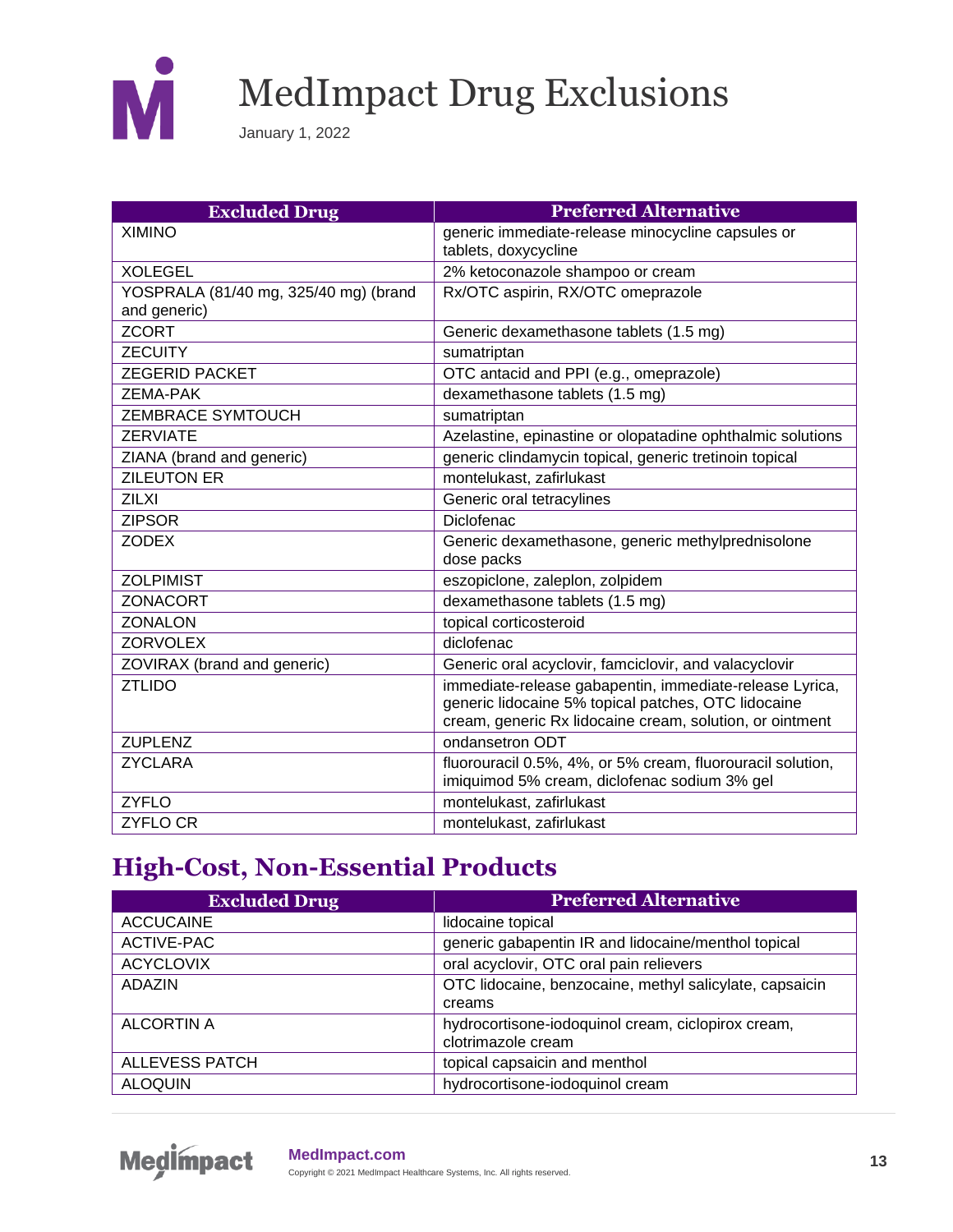# MedImpact Drug Exclusions

January 1, 2022

| Excluded Drug | Preferred Alternative |
|---|---|
| XIMINO | generic immediate-release minocycline capsules or tablets, doxycycline |
| XOLEGEL | 2% ketoconazole shampoo or cream |
| YOSPRALA (81/40 mg, 325/40 mg) (brand and generic) | Rx/OTC aspirin, RX/OTC omeprazole |
| ZCORT | Generic dexamethasone tablets (1.5 mg) |
| ZECUITY | sumatriptan |
| ZEGERID PACKET | OTC antacid and PPI (e.g., omeprazole) |
| ZEMA-PAK | dexamethasone tablets (1.5 mg) |
| ZEMBRACE SYMTOUCH | sumatriptan |
| ZERVIATE | Azelastine, epinastine or olopatadine ophthalmic solutions |
| ZIANA (brand and generic) | generic clindamycin topical, generic tretinoin topical |
| ZILEUTON ER | montelukast, zafirlukast |
| ZILXI | Generic oral tetracylines |
| ZIPSOR | Diclofenac |
| ZODEX | Generic dexamethasone, generic methylprednisolone dose packs |
| ZOLPIMIST | eszopiclone, zaleplon, zolpidem |
| ZONACORT | dexamethasone tablets (1.5 mg) |
| ZONALON | topical corticosteroid |
| ZORVOLEX | diclofenac |
| ZOVIRAX (brand and generic) | Generic oral acyclovir, famciclovir, and valacyclovir |
| ZTLIDO | immediate-release gabapentin, immediate-release Lyrica, generic lidocaine 5% topical patches, OTC lidocaine cream, generic Rx lidocaine cream, solution, or ointment |
| ZUPLENZ | ondansetron ODT |
| ZYCLARA | fluorouracil 0.5%, 4%, or 5% cream, fluorouracil solution, imiquimod 5% cream, diclofenac sodium 3% gel |
| ZYFLO | montelukast, zafirlukast |
| ZYFLO CR | montelukast, zafirlukast |

## High-Cost, Non-Essential Products

| Excluded Drug | Preferred Alternative |
|---|---|
| ACCUCAINE | lidocaine topical |
| ACTIVE-PAC | generic gabapentin IR and lidocaine/menthol topical |
| ACYCLOVIX | oral acyclovir, OTC oral pain relievers |
| ADAZIN | OTC lidocaine, benzocaine, methyl salicylate, capsaicin creams |
| ALCORTIN A | hydrocortisone-iodoquinol cream, ciclopirox cream, clotrimazole cream |
| ALLEVESS PATCH | topical capsaicin and menthol |
| ALOQUIN | hydrocortisone-iodoquinol cream |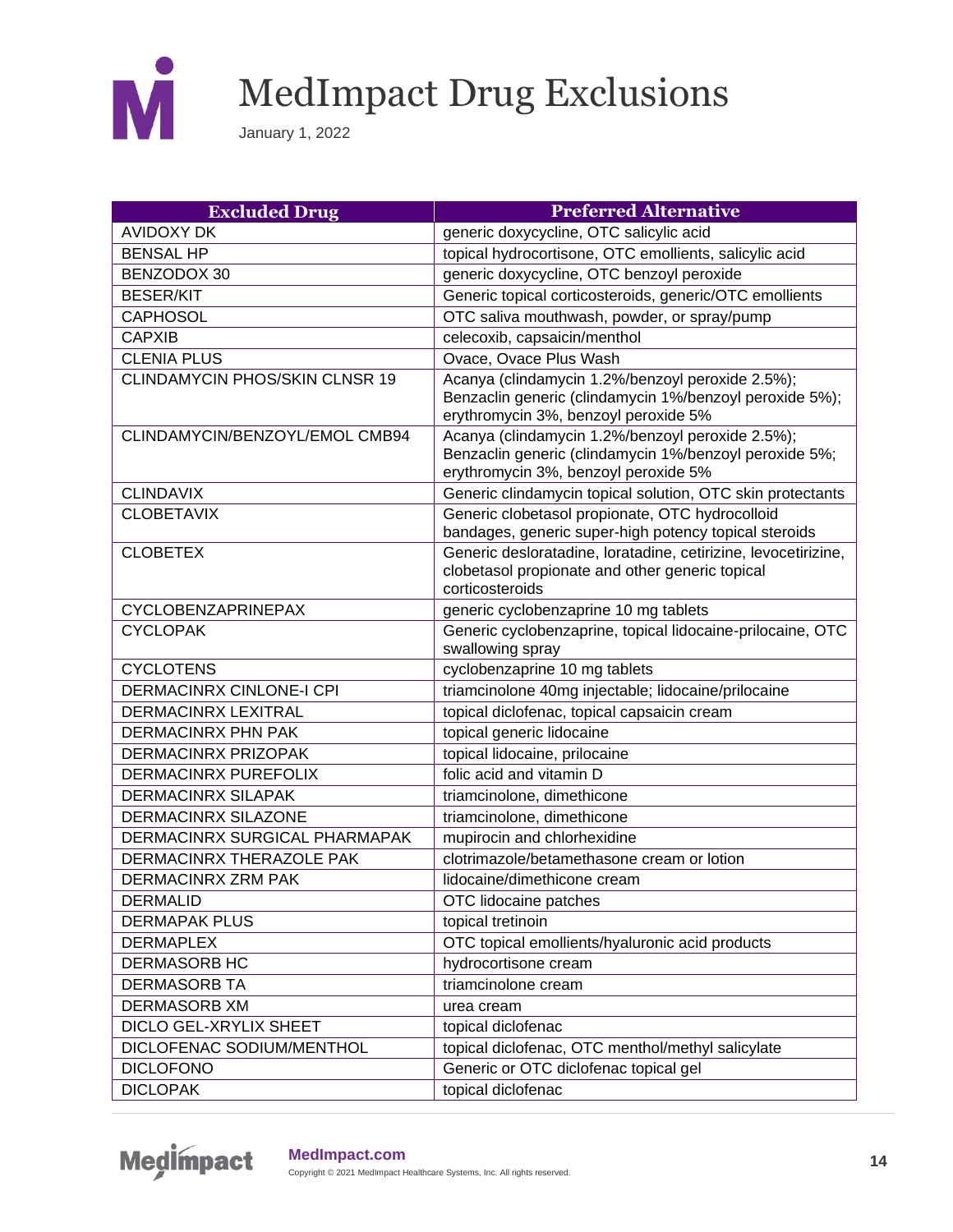# MedImpact Drug Exclusions

January 1, 2022

| Excluded Drug | Preferred Alternative |
|---|---|
| AVIDOXY DK | generic doxycycline, OTC salicylic acid |
| BENSAL HP | topical hydrocortisone, OTC emollients, salicylic acid |
| BENZODOX 30 | generic doxycycline, OTC benzoyl peroxide |
| BESER/KIT | Generic topical corticosteroids, generic/OTC emollients |
| CAPHOSOL | OTC saliva mouthwash, powder, or spray/pump |
| CAPXIB | celecoxib, capsaicin/menthol |
| CLENIA PLUS | Ovace, Ovace Plus Wash |
| CLINDAMYCIN PHOS/SKIN CLNSR 19 | Acanya (clindamycin 1.2%/benzoyl peroxide 2.5%); Benzaclin generic (clindamycin 1%/benzoyl peroxide 5%); erythromycin 3%, benzoyl peroxide 5% |
| CLINDAMYCIN/BENZOYL/EMOL CMB94 | Acanya (clindamycin 1.2%/benzoyl peroxide 2.5%); Benzaclin generic (clindamycin 1%/benzoyl peroxide 5%; erythromycin 3%, benzoyl peroxide 5% |
| CLINDAVIX | Generic clindamycin topical solution, OTC skin protectants |
| CLOBETAVIX | Generic clobetasol propionate, OTC hydrocolloid bandages, generic super-high potency topical steroids |
| CLOBETEX | Generic desloratadine, loratadine, cetirizine, levocetirizine, clobetasol propionate and other generic topical corticosteroids |
| CYCLOBENZAPRINEPAX | generic cyclobenzaprine 10 mg tablets |
| CYCLOPAK | Generic cyclobenzaprine, topical lidocaine-prilocaine, OTC swallowing spray |
| CYCLOTENS | cyclobenzaprine 10 mg tablets |
| DERMACINRX CINLONE-I CPI | triamcinolone 40mg injectable; lidocaine/prilocaine |
| DERMACINRX LEXITRAL | topical diclofenac, topical capsaicin cream |
| DERMACINRX PHN PAK | topical generic lidocaine |
| DERMACINRX PRIZOPAK | topical lidocaine, prilocaine |
| DERMACINRX PUREFOLIX | folic acid and vitamin D |
| DERMACINRX SILAPAK | triamcinolone, dimethicone |
| DERMACINRX SILAZONE | triamcinolone, dimethicone |
| DERMACINRX SURGICAL PHARMAPAK | mupirocin and chlorhexidine |
| DERMACINRX THERAZOLE PAK | clotrimazole/betamethasone cream or lotion |
| DERMACINRX ZRM PAK | lidocaine/dimethicone cream |
| DERMALID | OTC lidocaine patches |
| DERMAPAK PLUS | topical tretinoin |
| DERMAPLEX | OTC topical emollients/hyaluronic acid products |
| DERMASORB HC | hydrocortisone cream |
| DERMASORB TA | triamcinolone cream |
| DERMASORB XM | urea cream |
| DICLO GEL-XRYLIX SHEET | topical diclofenac |
| DICLOFENAC SODIUM/MENTHOL | topical diclofenac, OTC menthol/methyl salicylate |
| DICLOFONO | Generic or OTC diclofenac topical gel |
| DICLOPAK | topical diclofenac |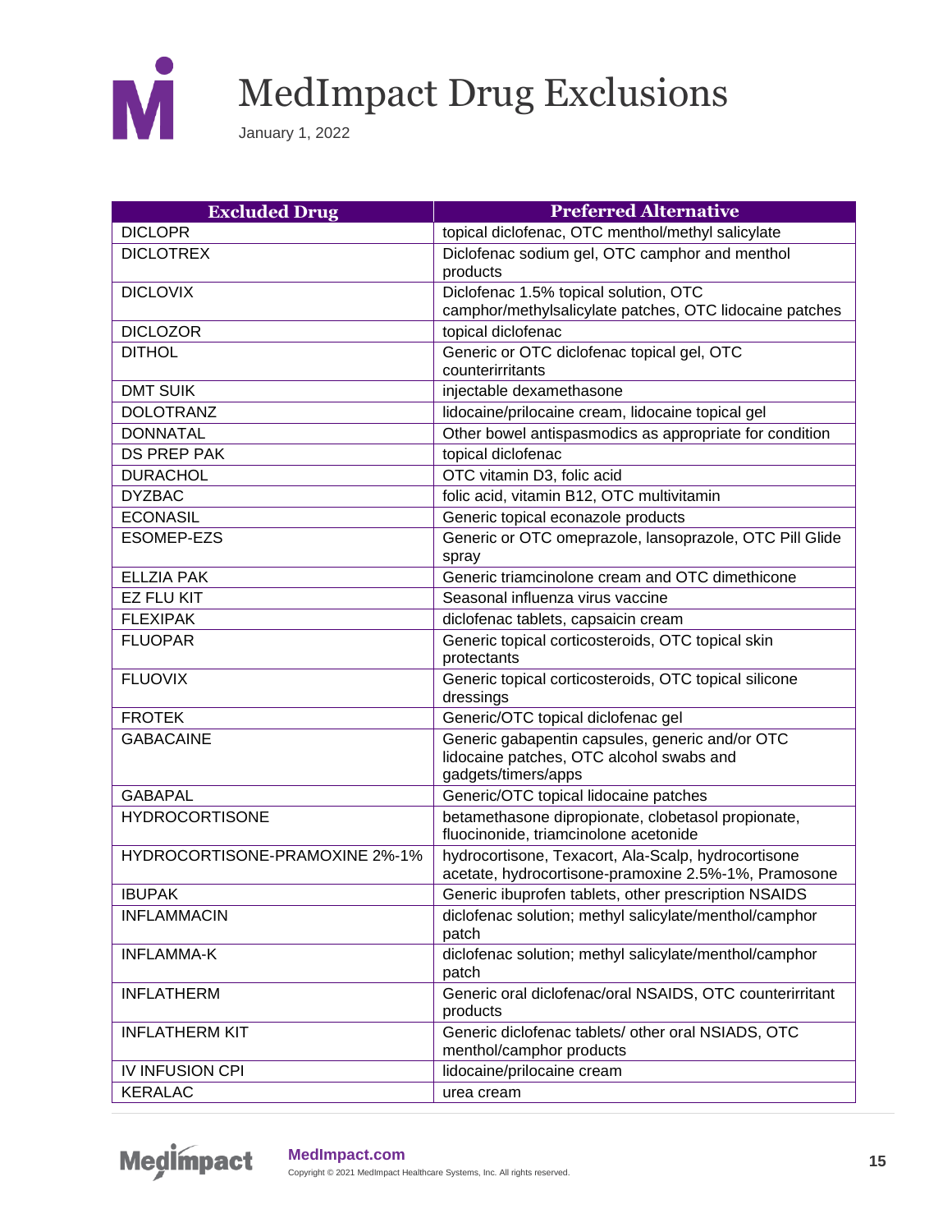# MedImpact Drug Exclusions

January 1, 2022

| Excluded Drug | Preferred Alternative |
|---|---|
| DICLOPR | topical diclofenac, OTC menthol/methyl salicylate |
| DICLOTREX | Diclofenac sodium gel, OTC camphor and menthol products |
| DICLOVIX | Diclofenac 1.5% topical solution, OTC camphor/methylsalicylate patches, OTC lidocaine patches |
| DICLOZOR | topical diclofenac |
| DITHOL | Generic or OTC diclofenac topical gel, OTC counterirritants |
| DMT SUIK | injectable dexamethasone |
| DOLOTRANZ | lidocaine/prilocaine cream, lidocaine topical gel |
| DONNATAL | Other bowel antispasmodics as appropriate for condition |
| DS PREP PAK | topical diclofenac |
| DURACHOL | OTC vitamin D3, folic acid |
| DYZBAC | folic acid, vitamin B12, OTC multivitamin |
| ECONASIL | Generic topical econazole products |
| ESOMEP-EZS | Generic or OTC omeprazole, lansoprazole, OTC Pill Glide spray |
| ELLZIA PAK | Generic triamcinolone cream and OTC dimethicone |
| EZ FLU KIT | Seasonal influenza virus vaccine |
| FLEXIPAK | diclofenac tablets, capsaicin cream |
| FLUOPAR | Generic topical corticosteroids, OTC topical skin protectants |
| FLUOVIX | Generic topical corticosteroids, OTC topical silicone dressings |
| FROTEK | Generic/OTC topical diclofenac gel |
| GABACAINE | Generic gabapentin capsules, generic and/or OTC lidocaine patches, OTC alcohol swabs and gadgets/timers/apps |
| GABAPAL | Generic/OTC topical lidocaine patches |
| HYDROCORTISONE | betamethasone dipropionate, clobetasol propionate, fluocinonide, triamcinolone acetonide |
| HYDROCORTISONE-PRAMOXINE 2%-1% | hydrocortisone, Texacort, Ala-Scalp, hydrocortisone acetate, hydrocortisone-pramoxine 2.5%-1%, Pramosone |
| IBUPAK | Generic ibuprofen tablets, other prescription NSAIDS |
| INFLAMMACIN | diclofenac solution; methyl salicylate/menthol/camphor patch |
| INFLAMMA-K | diclofenac solution; methyl salicylate/menthol/camphor patch |
| INFLATHERM | Generic oral diclofenac/oral NSAIDS, OTC counterirritant products |
| INFLATHERM KIT | Generic diclofenac tablets/ other oral NSIADS, OTC menthol/camphor products |
| IV INFUSION CPI | lidocaine/prilocaine cream |
| KERALAC | urea cream |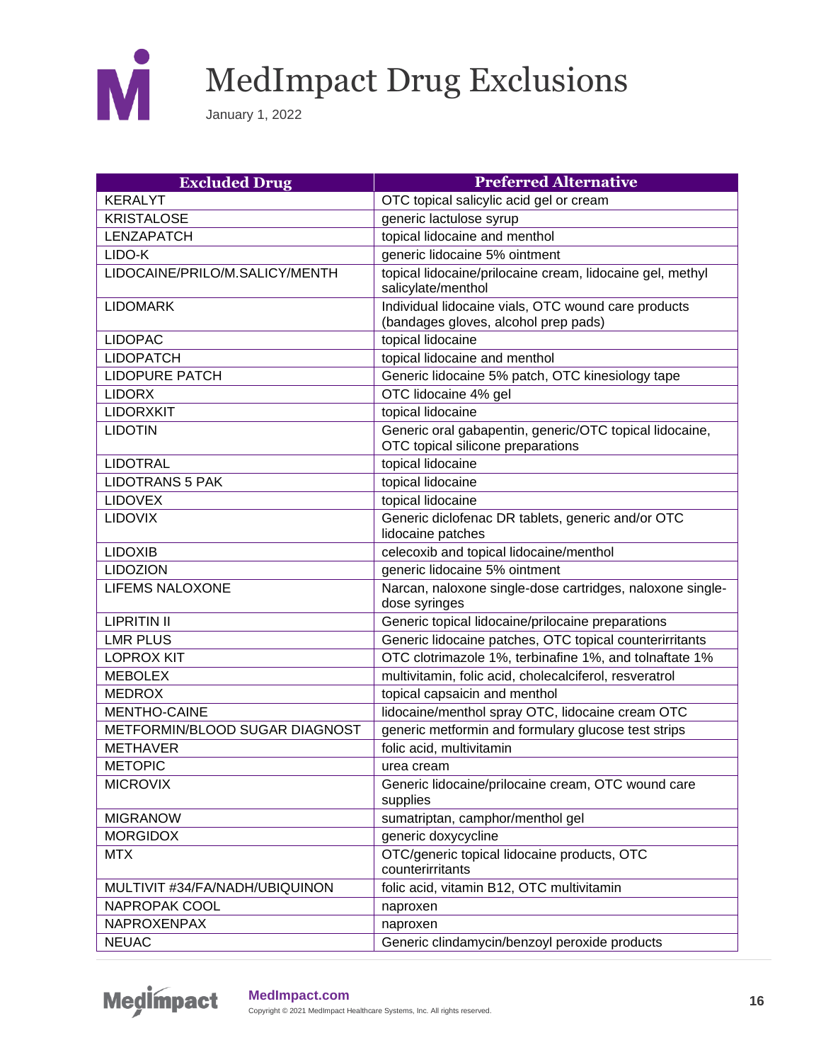# MedImpact Drug Exclusions

January 1, 2022

| Excluded Drug | Preferred Alternative |
|---|---|
| KERALYT | OTC topical salicylic acid gel or cream |
| KRISTALOSE | generic lactulose syrup |
| LENZAPATCH | topical lidocaine and menthol |
| LIDO-K | generic lidocaine 5% ointment |
| LIDOCAINE/PRILO/M.SALICY/MENTH | topical lidocaine/prilocaine cream, lidocaine gel, methyl salicylate/menthol |
| LIDOMARK | Individual lidocaine vials, OTC wound care products (bandages gloves, alcohol prep pads) |
| LIDOPAC | topical lidocaine |
| LIDOPATCH | topical lidocaine and menthol |
| LIDOPURE PATCH | Generic lidocaine 5% patch, OTC kinesiology tape |
| LIDORX | OTC lidocaine 4% gel |
| LIDORXKIT | topical lidocaine |
| LIDOTIN | Generic oral gabapentin, generic/OTC topical lidocaine, OTC topical silicone preparations |
| LIDOTRAL | topical lidocaine |
| LIDOTRANS 5 PAK | topical lidocaine |
| LIDOVEX | topical lidocaine |
| LIDOVIX | Generic diclofenac DR tablets, generic and/or OTC lidocaine patches |
| LIDOXIB | celecoxib and topical lidocaine/menthol |
| LIDOZION | generic lidocaine 5% ointment |
| LIFEMS NALOXONE | Narcan, naloxone single-dose cartridges, naloxone single-dose syringes |
| LIPRITIN II | Generic topical lidocaine/prilocaine preparations |
| LMR PLUS | Generic lidocaine patches, OTC topical counterirritants |
| LOPROX KIT | OTC clotrimazole 1%, terbinafine 1%, and tolnaftate 1% |
| MEBOLEX | multivitamin, folic acid, cholecalciferol, resveratrol |
| MEDROX | topical capsaicin and menthol |
| MENTHO-CAINE | lidocaine/menthol spray OTC, lidocaine cream OTC |
| METFORMIN/BLOOD SUGAR DIAGNOST | generic metformin and formulary glucose test strips |
| METHAVER | folic acid, multivitamin |
| METOPIC | urea cream |
| MICROVIX | Generic lidocaine/prilocaine cream, OTC wound care supplies |
| MIGRANOW | sumatriptan, camphor/menthol gel |
| MORGIDOX | generic doxycycline |
| MTX | OTC/generic topical lidocaine products, OTC counterirritants |
| MULTIVIT #34/FA/NADH/UBIQUINON | folic acid, vitamin B12, OTC multivitamin |
| NAPROPAK COOL | naproxen |
| NAPROXENPAX | naproxen |
| NEUAC | Generic clindamycin/benzoyl peroxide products |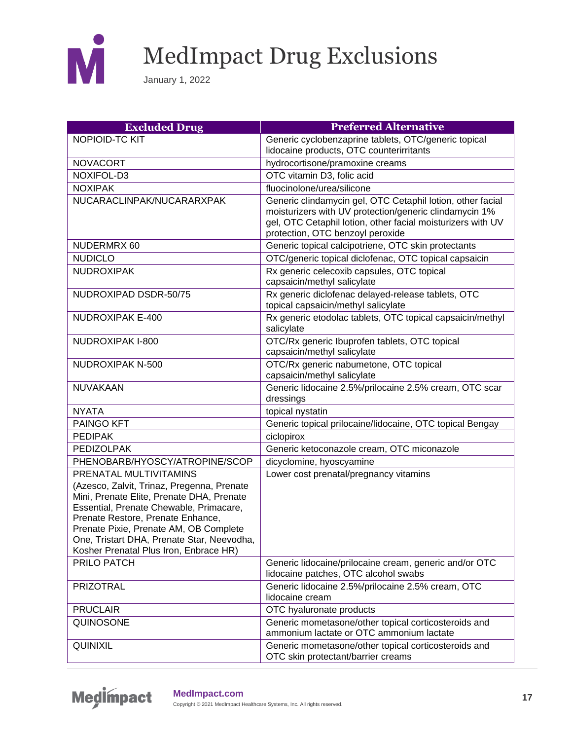# MedImpact Drug Exclusions

January 1, 2022

| Excluded Drug | Preferred Alternative |
|---|---|
| NOPIOID-TC KIT | Generic cyclobenzaprine tablets, OTC/generic topical lidocaine products, OTC counterirritants |
| NOVACORT | hydrocortisone/pramoxine creams |
| NOXIFOL-D3 | OTC vitamin D3, folic acid |
| NOXIPAK | fluocinolone/urea/silicone |
| NUCARACLINPAK/NUCARARXPAK | Generic clindamycin gel, OTC Cetaphil lotion, other facial moisturizers with UV protection/generic clindamycin 1% gel, OTC Cetaphil lotion, other facial moisturizers with UV protection, OTC benzoyl peroxide |
| NUDERMRX 60 | Generic topical calcipotriene, OTC skin protectants |
| NUDICLO | OTC/generic topical diclofenac, OTC topical capsaicin |
| NUDROXIPAK | Rx generic celecoxib capsules, OTC topical capsaicin/methyl salicylate |
| NUDROXIPAD DSDR-50/75 | Rx generic diclofenac delayed-release tablets, OTC topical capsaicin/methyl salicylate |
| NUDROXIPAK E-400 | Rx generic etodolac tablets, OTC topical capsaicin/methyl salicylate |
| NUDROXIPAK I-800 | OTC/Rx generic Ibuprofen tablets, OTC topical capsaicin/methyl salicylate |
| NUDROXIPAK N-500 | OTC/Rx generic nabumetone, OTC topical capsaicin/methyl salicylate |
| NUVAKAAN | Generic lidocaine 2.5%/prilocaine 2.5% cream, OTC scar dressings |
| NYATA | topical nystatin |
| PAINGO KFT | Generic topical prilocaine/lidocaine, OTC topical Bengay |
| PEDIPAK | ciclopirox |
| PEDIZOLPAK | Generic ketoconazole cream, OTC miconazole |
| PHENOBARB/HYOSCY/ATROPINE/SCOP | dicyclomine, hyoscyamine |
| PRENATAL MULTIVITAMINS (Azesco, Zalvit, Trinaz, Pregenna, Prenate Mini, Prenate Elite, Prenate DHA, Prenate Essential, Prenate Chewable, Primacare, Prenate Restore, Prenate Enhance, Prenate Pixie, Prenate AM, OB Complete One, Tristart DHA, Prenate Star, Neevodha, Kosher Prenatal Plus Iron, Enbrace HR) | Lower cost prenatal/pregnancy vitamins |
| PRILO PATCH | Generic lidocaine/prilocaine cream, generic and/or OTC lidocaine patches, OTC alcohol swabs |
| PRIZOTRAL | Generic lidocaine 2.5%/prilocaine 2.5% cream, OTC lidocaine cream |
| PRUCLAIR | OTC hyaluronate products |
| QUINOSONE | Generic mometasone/other topical corticosteroids and ammonium lactate or OTC ammonium lactate |
| QUINIXIL | Generic mometasone/other topical corticosteroids and OTC skin protectant/barrier creams |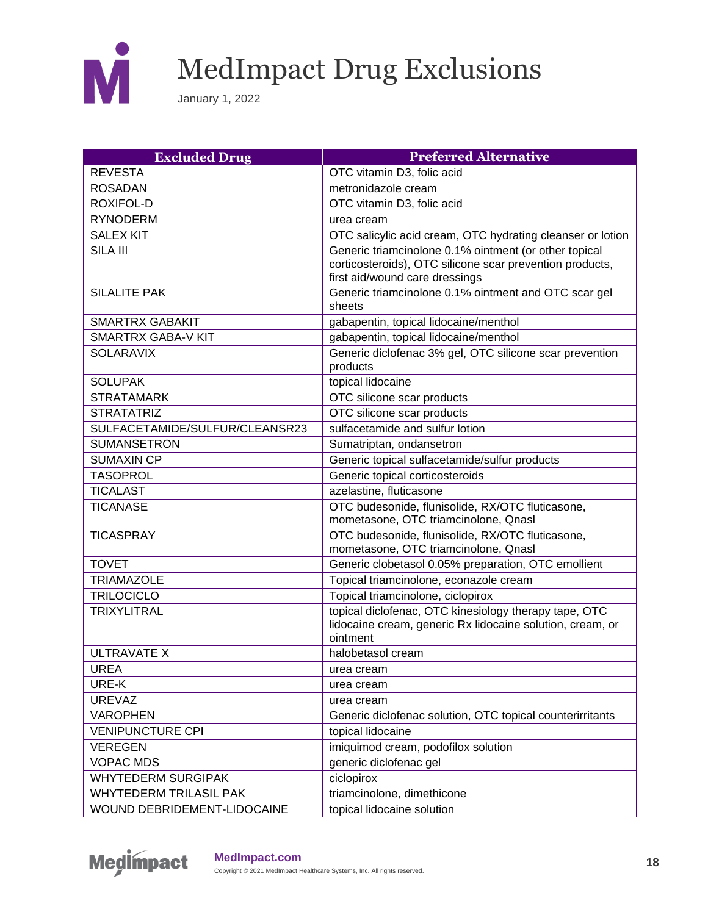# MedImpact Drug Exclusions

January 1, 2022

| Excluded Drug | Preferred Alternative |
|---|---|
| REVESTA | OTC vitamin D3, folic acid |
| ROSADAN | metronidazole cream |
| ROXIFOL-D | OTC vitamin D3, folic acid |
| RYNODERM | urea cream |
| SALEX KIT | OTC salicylic acid cream, OTC hydrating cleanser or lotion |
| SILA III | Generic triamcinolone 0.1% ointment (or other topical corticosteroids), OTC silicone scar prevention products, first aid/wound care dressings |
| SILALITE PAK | Generic triamcinolone 0.1% ointment and OTC scar gel sheets |
| SMARTRX GABAKIT | gabapentin, topical lidocaine/menthol |
| SMARTRX GABA-V KIT | gabapentin, topical lidocaine/menthol |
| SOLARAVIX | Generic diclofenac 3% gel, OTC silicone scar prevention products |
| SOLUPAK | topical lidocaine |
| STRATAMARK | OTC silicone scar products |
| STRATATRIZ | OTC silicone scar products |
| SULFACETAMIDE/SULFUR/CLEANSR23 | sulfacetamide and sulfur lotion |
| SUMANSETRON | Sumatriptan, ondansetron |
| SUMAXIN CP | Generic topical sulfacetamide/sulfur products |
| TASOPROL | Generic topical corticosteroids |
| TICALAST | azelastine, fluticasone |
| TICANASE | OTC budesonide, flunisolide, RX/OTC fluticasone, mometasone, OTC triamcinolone, Qnasl |
| TICASPRAY | OTC budesonide, flunisolide, RX/OTC fluticasone, mometasone, OTC triamcinolone, Qnasl |
| TOVET | Generic clobetasol 0.05% preparation, OTC emollient |
| TRIAMAZOLE | Topical triamcinolone, econazole cream |
| TRILOCICLO | Topical triamcinolone, ciclopirox |
| TRIXYLITRAL | topical diclofenac, OTC kinesiology therapy tape, OTC lidocaine cream, generic Rx lidocaine solution, cream, or ointment |
| ULTRAVATE X | halobetasol cream |
| UREA | urea cream |
| URE-K | urea cream |
| UREVAZ | urea cream |
| VAROPHEN | Generic diclofenac solution, OTC topical counterirritants |
| VENIPUNCTURE CPI | topical lidocaine |
| VEREGEN | imiquimod cream, podofilox solution |
| VOPAC MDS | generic diclofenac gel |
| WHYTEDERM SURGIPAK | ciclopirox |
| WHYTEDERM TRILASIL PAK | triamcinolone, dimethicone |
| WOUND DEBRIDEMENT-LIDOCAINE | topical lidocaine solution |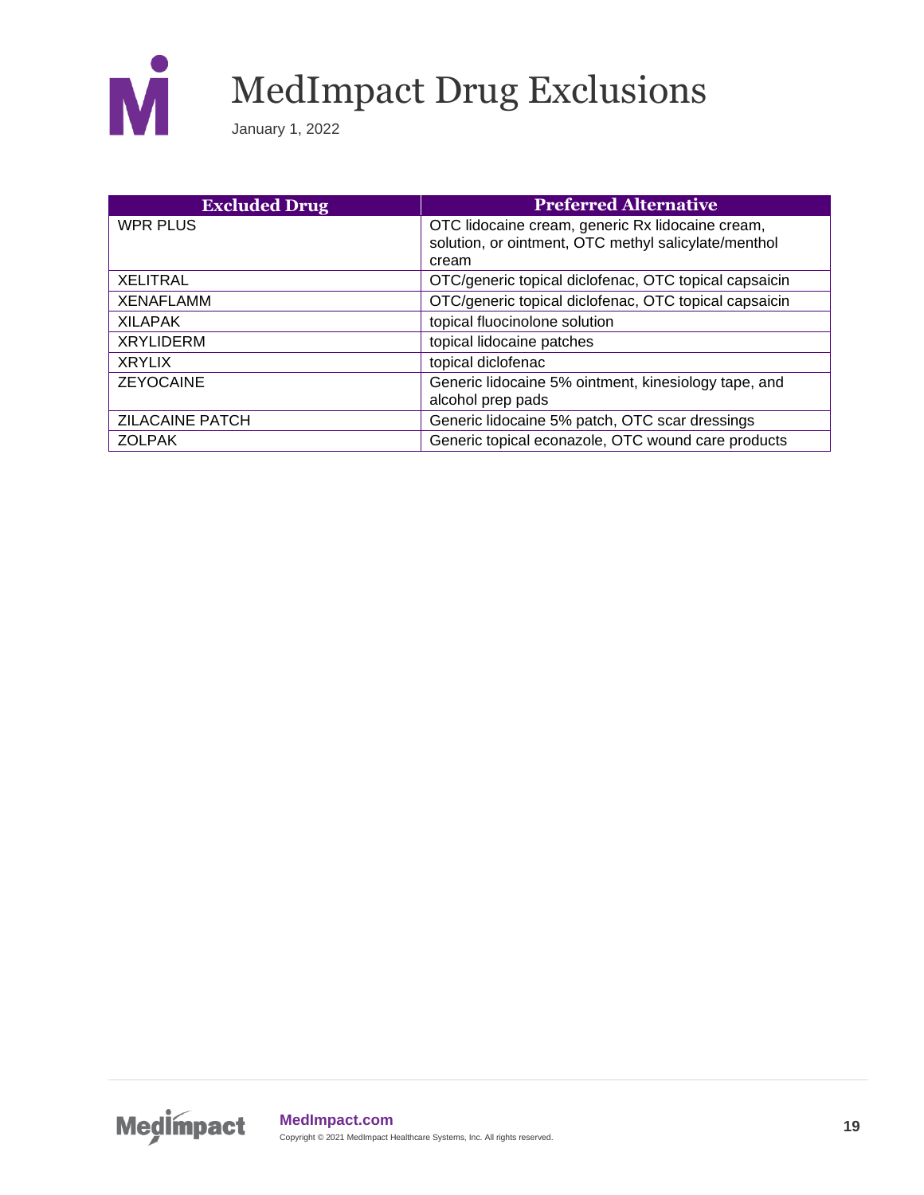# MedImpact Drug Exclusions

January 1, 2022

| Excluded Drug | Preferred Alternative |
|---|---|
| WPR PLUS | OTC lidocaine cream, generic Rx lidocaine cream, solution, or ointment, OTC methyl salicylate/menthol cream |
| XELITRAL | OTC/generic topical diclofenac, OTC topical capsaicin |
| XENAFLAMM | OTC/generic topical diclofenac, OTC topical capsaicin |
| XILAPAK | topical fluocinolone solution |
| XRYLIDERM | topical lidocaine patches |
| XRYLIX | topical diclofenac |
| ZEYOCAINE | Generic lidocaine 5% ointment, kinesiology tape, and alcohol prep pads |
| ZILACAINE PATCH | Generic lidocaine 5% patch, OTC scar dressings |
| ZOLPAK | Generic topical econazole, OTC wound care products |